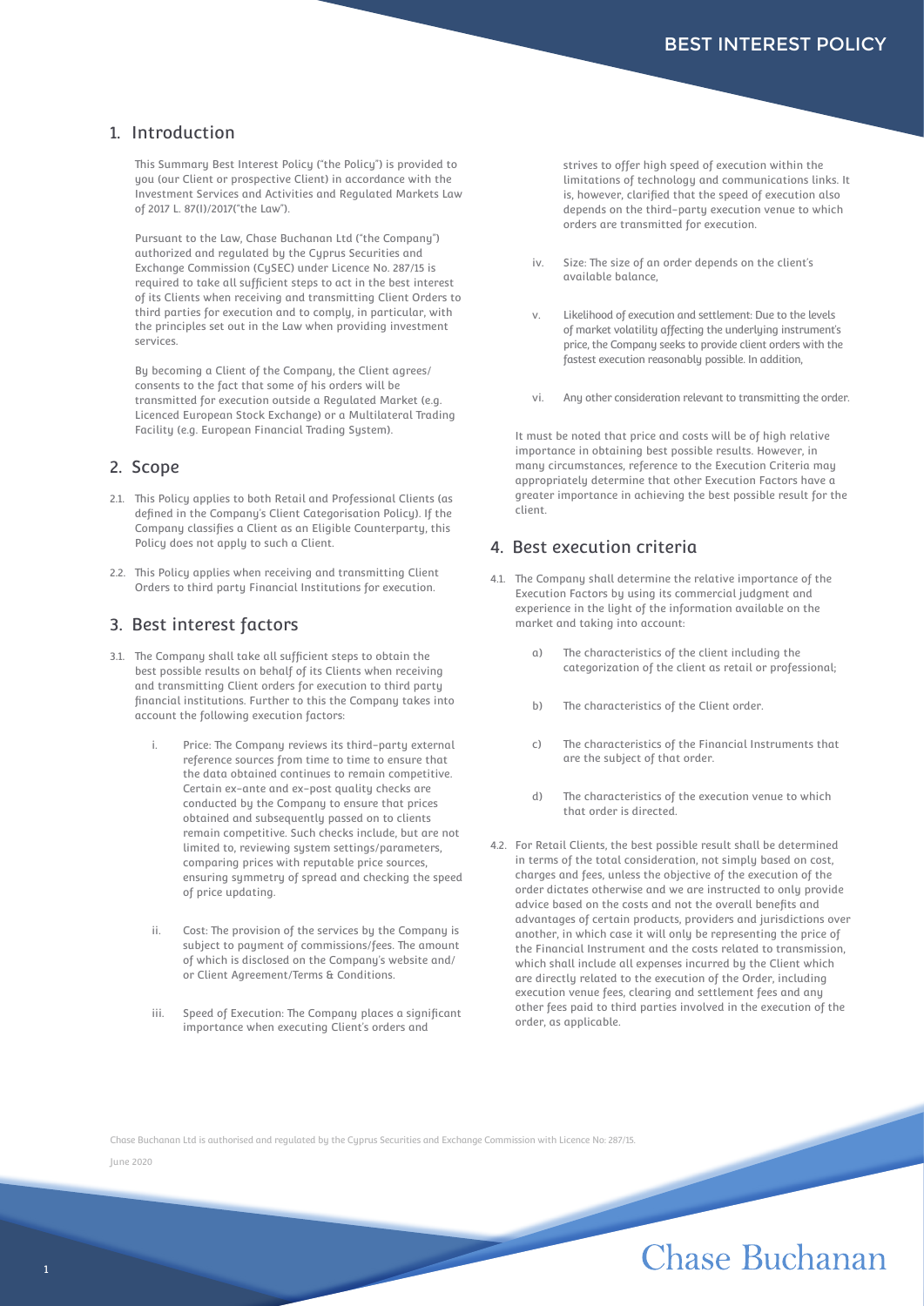# BEST INTEREST POLICY

## 1. Introduction

This Summary Best Interest Policy ("the Policy") is provided to you (our Client or prospective Client) in accordance with the Investment Services and Activities and Regulated Markets Law of 2017 L. 87(I)/2017("the Law").

Pursuant to the Law, Chase Buchanan Ltd ("the Company") authorized and regulated by the Cyprus Securities and Exchange Commission (CySEC) under Licence No. 287/15 is required to take all sufficient steps to act in the best interest of its Clients when receiving and transmitting Client Orders to third parties for execution and to comply, in particular, with the principles set out in the Law when providing investment services.

By becoming a Client of the Company, the Client agrees/ consents to the fact that some of his orders will be transmitted for execution outside a Regulated Market (e.g. Licenced European Stock Exchange) or a Multilateral Trading Facility (e.g. European Financial Trading System).

## 2. Scope

2.1. This Policy applies to both Retail and Professional Clients (as defined in the Company's Client Categorisation Policy). If the Company classifies a Client as an Eligible Counterparty, this Policy does not apply to such a Client.

2.2. This Policy applies when receiving and transmitting Client Orders to third party Financial Institutions for execution.

## 3. Best interest factors

3.1. The Company shall take all sufficient steps to obtain the best possible results on behalf of its Clients when receiving and transmitting Client orders for execution to third party financial institutions. Further to this the Company takes into account the following execution factors:

i. Price: The Company reviews its third-party external reference sources from time to time to ensure that the data obtained continues to remain competitive. Certain ex-ante and ex-post quality checks are conducted by the Company to ensure that prices obtained and subsequently passed on to clients remain competitive. Such checks include, but are not limited to, reviewing system settings/parameters, comparing prices with reputable price sources, ensuring symmetry of spread and checking the speed of price updating.

ii. Cost: The provision of the services by the Company is subject to payment of commissions/fees. The amount of which is disclosed on the Company's website and/ or Client Agreement/Terms & Conditions.

iii. Speed of Execution: The Company places a significant importance when executing Client's orders and strives to offer high speed of execution within the limitations of technology and communications links. It is, however, clarified that the speed of execution also depends on the third-party execution venue to which orders are transmitted for execution.

iv. Size: The size of an order depends on the client's available balance,

v. Likelihood of execution and settlement: Due to the levels of market volatility affecting the underlying instrument's price, the Company seeks to provide client orders with the fastest execution reasonably possible. In addition,

vi. Any other consideration relevant to transmitting the order.

It must be noted that price and costs will be of high relative importance in obtaining best possible results. However, in many circumstances, reference to the Execution Criteria may appropriately determine that other Execution Factors have a greater importance in achieving the best possible result for the client.

## 4. Best execution criteria

4.1. The Company shall determine the relative importance of the Execution Factors by using its commercial judgment and experience in the light of the information available on the market and taking into account:

a) The characteristics of the client including the categorization of the client as retail or professional;

b) The characteristics of the Client order.

c) The characteristics of the Financial Instruments that are the subject of that order.

d) The characteristics of the execution venue to which that order is directed.

4.2. For Retail Clients, the best possible result shall be determined in terms of the total consideration, not simply based on cost, charges and fees, unless the objective of the execution of the order dictates otherwise and we are instructed to only provide advice based on the costs and not the overall benefits and advantages of certain products, providers and jurisdictions over another, in which case it will only be representing the price of the Financial Instrument and the costs related to transmission, which shall include all expenses incurred by the Client which are directly related to the execution of the Order, including execution venue fees, clearing and settlement fees and any other fees paid to third parties involved in the execution of the order, as applicable.

Chase Buchanan Ltd is authorised and regulated by the Cyprus Securities and Exchange Commission with Licence No: 287/15.

June 2020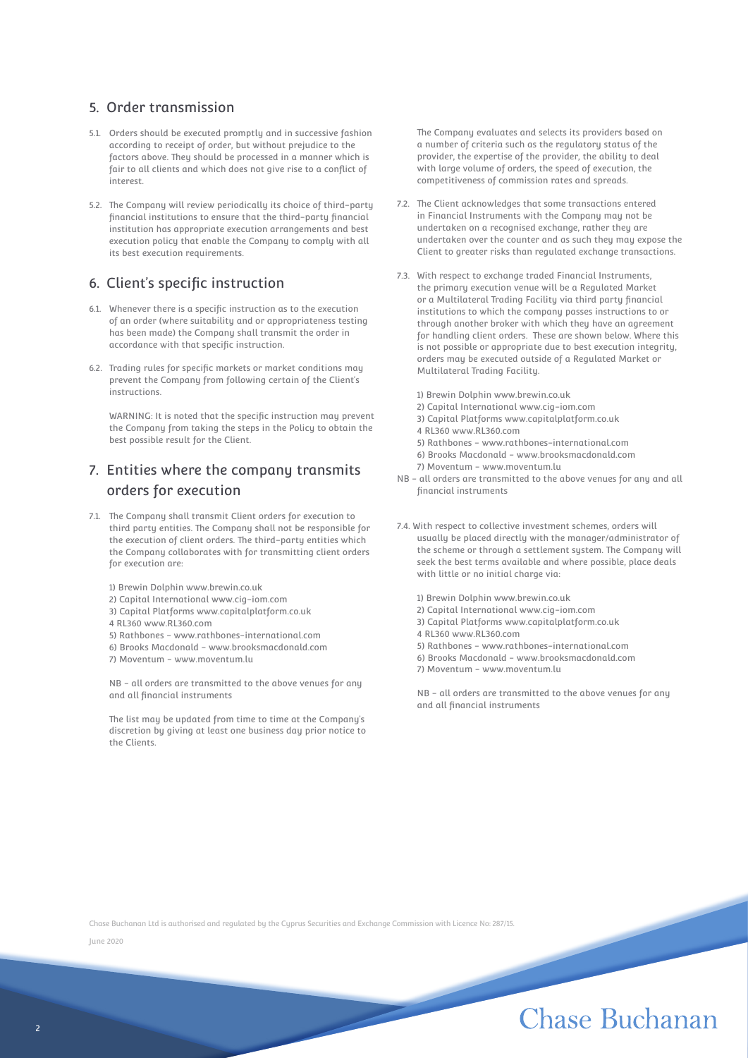## 5. Order transmission

5.1. Orders should be executed promptly and in successive fashion according to receipt of order, but without prejudice to the factors above. They should be processed in a manner which is fair to all clients and which does not give rise to a conflict of interest.

5.2. The Company will review periodically its choice of third-party financial institutions to ensure that the third-party financial institution has appropriate execution arrangements and best execution policy that enable the Company to comply with all its best execution requirements.

## 6. Client's specific instruction

6.1. Whenever there is a specific instruction as to the execution of an order (where suitability and or appropriateness testing has been made) the Company shall transmit the order in accordance with that specific instruction.

6.2. Trading rules for specific markets or market conditions may prevent the Company from following certain of the Client's instructions.

WARNING: It is noted that the specific instruction may prevent the Company from taking the steps in the Policy to obtain the best possible result for the Client.

## 7. Entities where the company transmits orders for execution

7.1. The Company shall transmit Client orders for execution to third party entities. The Company shall not be responsible for the execution of client orders. The third-party entities which the Company collaborates with for transmitting client orders for execution are:

1) Brewin Dolphin www.brewin.co.uk
2) Capital International www.cig-iom.com
3) Capital Platforms www.capitalplatform.co.uk
4 RL360 www.RL360.com
5) Rathbones - www.rathbones-international.com
6) Brooks Macdonald - www.brooksmacdonald.com
7) Moventum - www.moventum.lu

NB - all orders are transmitted to the above venues for any and all financial instruments

The list may be updated from time to time at the Company's discretion by giving at least one business day prior notice to the Clients.

The Company evaluates and selects its providers based on a number of criteria such as the regulatory status of the provider, the expertise of the provider, the ability to deal with large volume of orders, the speed of execution, the competitiveness of commission rates and spreads.

7.2. The Client acknowledges that some transactions entered in Financial Instruments with the Company may not be undertaken on a recognised exchange, rather they are undertaken over the counter and as such they may expose the Client to greater risks than regulated exchange transactions.

7.3. With respect to exchange traded Financial Instruments, the primary execution venue will be a Regulated Market or a Multilateral Trading Facility via third party financial institutions to which the company passes instructions to or through another broker with which they have an agreement for handling client orders. These are shown below. Where this is not possible or appropriate due to best execution integrity, orders may be executed outside of a Regulated Market or Multilateral Trading Facility.

1) Brewin Dolphin www.brewin.co.uk
2) Capital International www.cig-iom.com
3) Capital Platforms www.capitalplatform.co.uk
4 RL360 www.RL360.com
5) Rathbones - www.rathbones-international.com
6) Brooks Macdonald - www.brooksmacdonald.com
7) Moventum - www.moventum.lu

NB - all orders are transmitted to the above venues for any and all financial instruments

7.4. With respect to collective investment schemes, orders will usually be placed directly with the manager/administrator of the scheme or through a settlement system. The Company will seek the best terms available and where possible, place deals with little or no initial charge via:

1) Brewin Dolphin www.brewin.co.uk
2) Capital International www.cig-iom.com
3) Capital Platforms www.capitalplatform.co.uk
4 RL360 www.RL360.com
5) Rathbones - www.rathbones-international.com
6) Brooks Macdonald - www.brooksmacdonald.com
7) Moventum - www.moventum.lu

NB - all orders are transmitted to the above venues for any and all financial instruments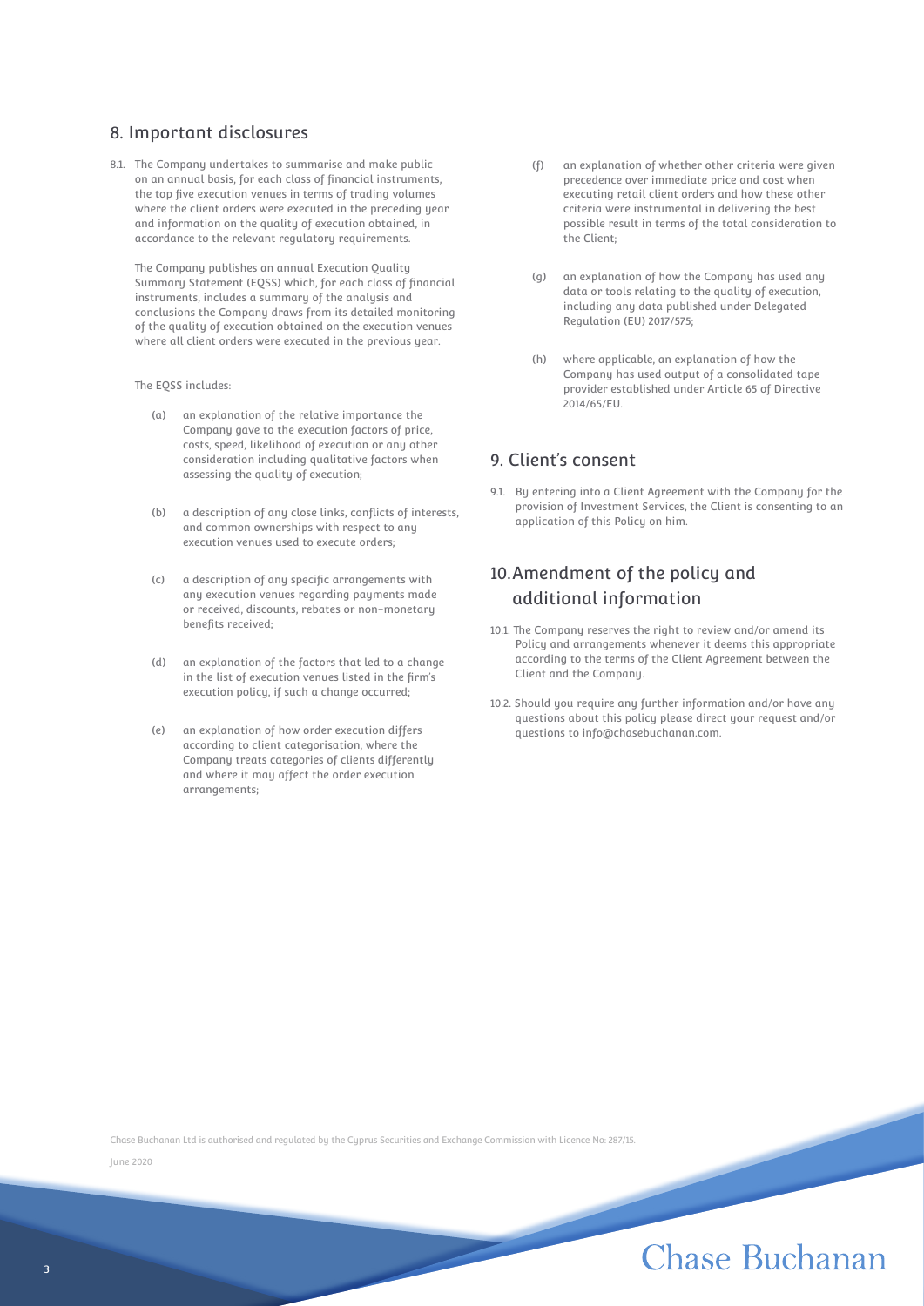## 8. Important disclosures

8.1. The Company undertakes to summarise and make public on an annual basis, for each class of financial instruments, the top five execution venues in terms of trading volumes where the client orders were executed in the preceding year and information on the quality of execution obtained, in accordance to the relevant regulatory requirements.

The Company publishes an annual Execution Quality Summary Statement (EQSS) which, for each class of financial instruments, includes a summary of the analysis and conclusions the Company draws from its detailed monitoring of the quality of execution obtained on the execution venues where all client orders were executed in the previous year.

The EQSS includes:

(a) an explanation of the relative importance the Company gave to the execution factors of price, costs, speed, likelihood of execution or any other consideration including qualitative factors when assessing the quality of execution;

(b) a description of any close links, conflicts of interests, and common ownerships with respect to any execution venues used to execute orders;

(c) a description of any specific arrangements with any execution venues regarding payments made or received, discounts, rebates or non-monetary benefits received;

(d) an explanation of the factors that led to a change in the list of execution venues listed in the firm's execution policy, if such a change occurred;

(e) an explanation of how order execution differs according to client categorisation, where the Company treats categories of clients differently and where it may affect the order execution arrangements;

(f) an explanation of whether other criteria were given precedence over immediate price and cost when executing retail client orders and how these other criteria were instrumental in delivering the best possible result in terms of the total consideration to the Client;

(g) an explanation of how the Company has used any data or tools relating to the quality of execution, including any data published under Delegated Regulation (EU) 2017/575;

(h) where applicable, an explanation of how the Company has used output of a consolidated tape provider established under Article 65 of Directive 2014/65/EU.

## 9. Client's consent

9.1. By entering into a Client Agreement with the Company for the provision of Investment Services, the Client is consenting to an application of this Policy on him.

## 10. Amendment of the policy and additional information

10.1. The Company reserves the right to review and/or amend its Policy and arrangements whenever it deems this appropriate according to the terms of the Client Agreement between the Client and the Company.

10.2. Should you require any further information and/or have any questions about this policy please direct your request and/or questions to info@chasebuchanan.com.

Chase Buchanan Ltd is authorised and regulated by the Cyprus Securities and Exchange Commission with Licence No: 287/15.

June 2020